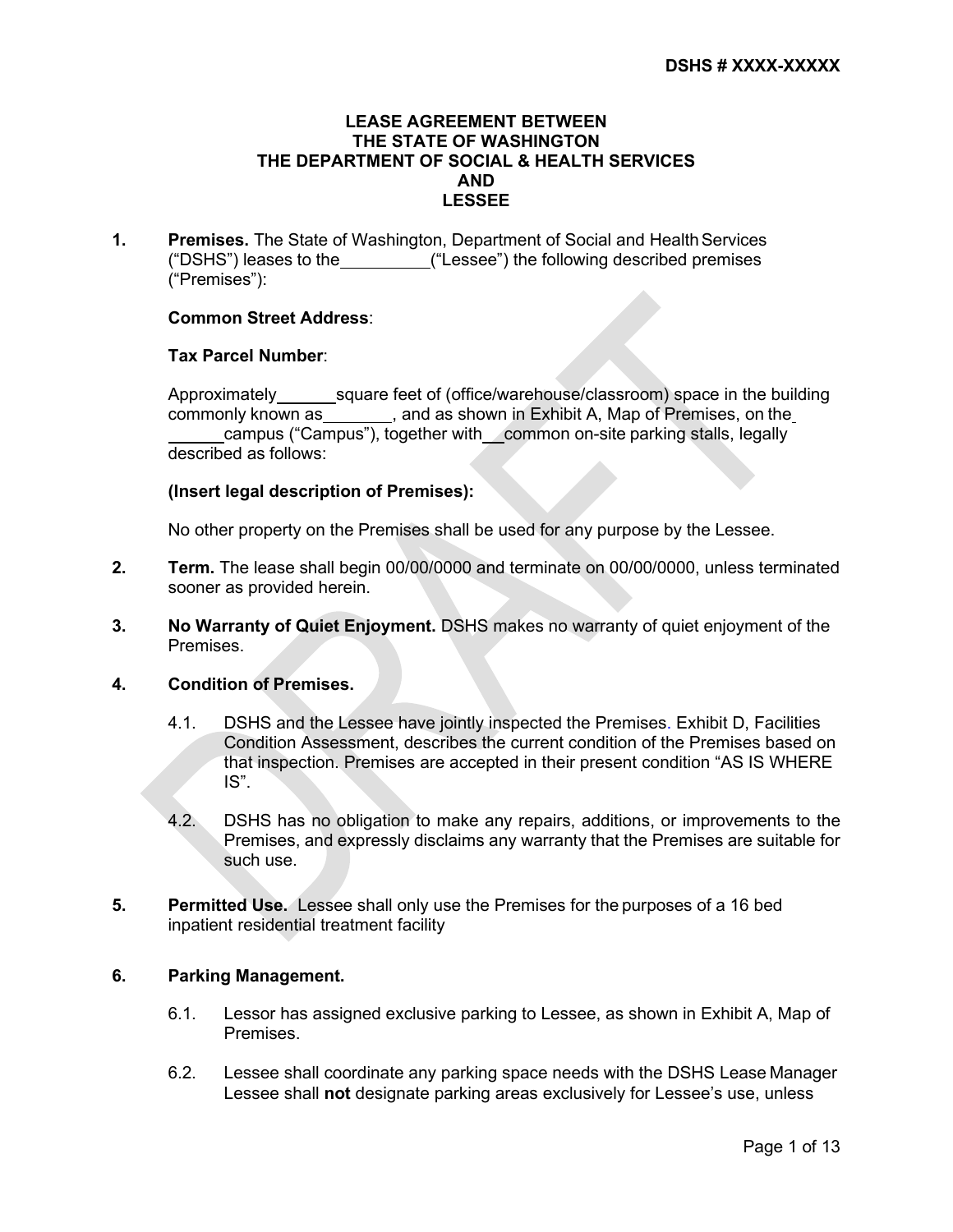**DSHS # XXXX-XXXXX**

# LEASE AGREEMENT BETWEEN THE STATE OF WASHINGTON THE DEPARTMENT OF SOCIAL & HEALTH SERVICES AND LESSEE

**1. Premises.** The State of Washington, Department of Social and Health Services ("DSHS") leases to the __________("Lessee") the following described premises ("Premises"):

**Common Street Address**:

**Tax Parcel Number**:

Approximately_______square feet of (office/warehouse/classroom) space in the building commonly known as________, and as shown in Exhibit A, Map of Premises, on the ______campus ("Campus"), together with__common on-site parking stalls, legally described as follows:

**(Insert legal description of Premises):**

No other property on the Premises shall be used for any purpose by the Lessee.

**2. Term.** The lease shall begin 00/00/0000 and terminate on 00/00/0000, unless terminated sooner as provided herein.

**3. No Warranty of Quiet Enjoyment.** DSHS makes no warranty of quiet enjoyment of the Premises.

**4. Condition of Premises.**

4.1. DSHS and the Lessee have jointly inspected the Premises. Exhibit D, Facilities Condition Assessment, describes the current condition of the Premises based on that inspection. Premises are accepted in their present condition "AS IS WHERE IS".

4.2. DSHS has no obligation to make any repairs, additions, or improvements to the Premises, and expressly disclaims any warranty that the Premises are suitable for such use.

**5. Permitted Use.** Lessee shall only use the Premises for the purposes of a 16 bed inpatient residential treatment facility

**6. Parking Management.**

6.1. Lessor has assigned exclusive parking to Lessee, as shown in Exhibit A, Map of Premises.

6.2. Lessee shall coordinate any parking space needs with the DSHS Lease Manager Lessee shall **not** designate parking areas exclusively for Lessee's use, unless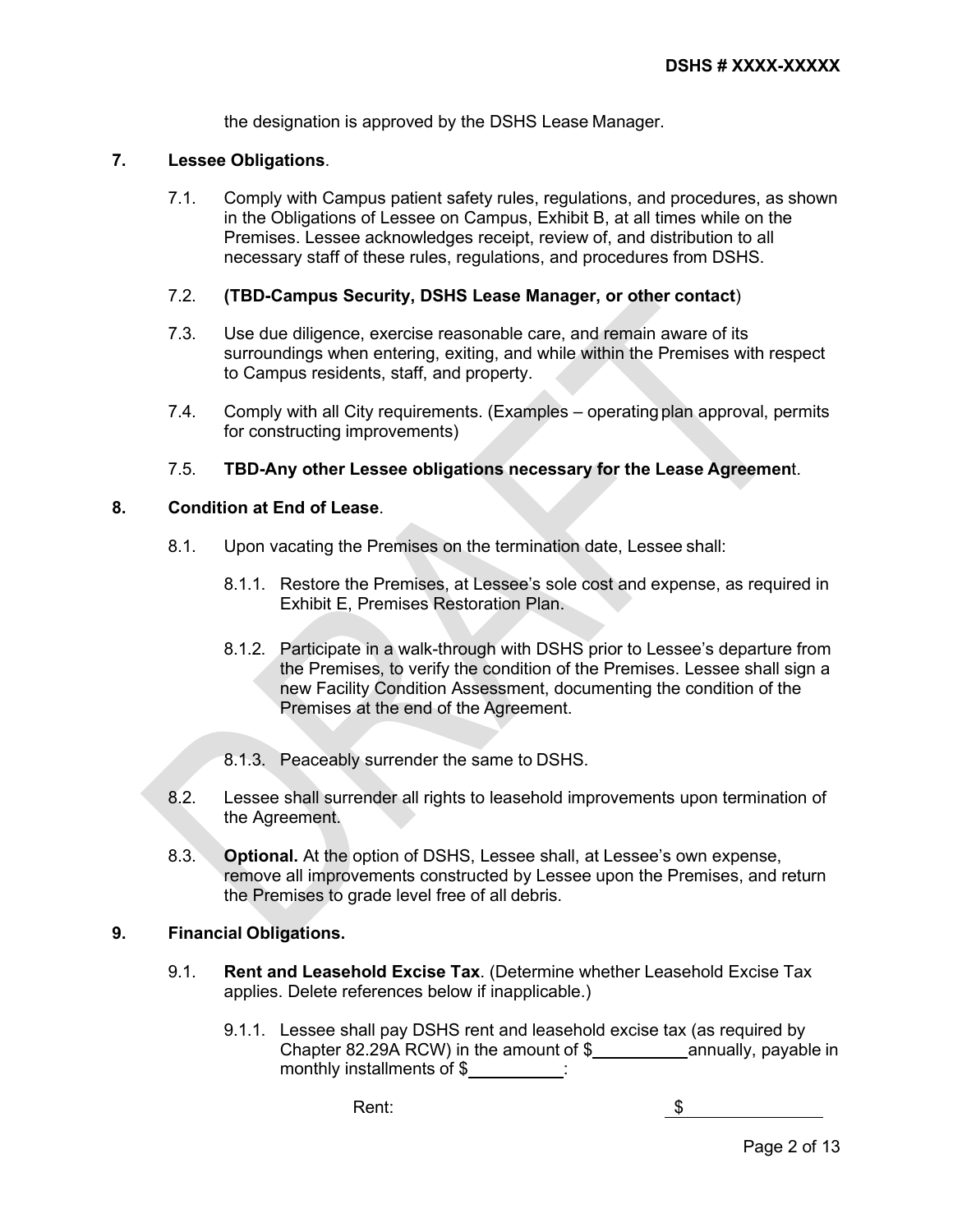the designation is approved by the DSHS Lease Manager.

**7. Lessee Obligations**.

7.1. Comply with Campus patient safety rules, regulations, and procedures, as shown in the Obligations of Lessee on Campus, Exhibit B, at all times while on the Premises. Lessee acknowledges receipt, review of, and distribution to all necessary staff of these rules, regulations, and procedures from DSHS.

7.2. **(TBD-Campus Security, DSHS Lease Manager, or other contact**)

7.3. Use due diligence, exercise reasonable care, and remain aware of its surroundings when entering, exiting, and while within the Premises with respect to Campus residents, staff, and property.

7.4. Comply with all City requirements. (Examples – operating plan approval, permits for constructing improvements)

7.5. **TBD-Any other Lessee obligations necessary for the Lease Agreemen**t.

**8. Condition at End of Lease**.

8.1. Upon vacating the Premises on the termination date, Lessee shall:

8.1.1. Restore the Premises, at Lessee's sole cost and expense, as required in Exhibit E, Premises Restoration Plan.

8.1.2. Participate in a walk-through with DSHS prior to Lessee's departure from the Premises, to verify the condition of the Premises. Lessee shall sign a new Facility Condition Assessment, documenting the condition of the Premises at the end of the Agreement.

8.1.3. Peaceably surrender the same to DSHS.

8.2. Lessee shall surrender all rights to leasehold improvements upon termination of the Agreement.

8.3. **Optional.** At the option of DSHS, Lessee shall, at Lessee's own expense, remove all improvements constructed by Lessee upon the Premises, and return the Premises to grade level free of all debris.

**9. Financial Obligations.**

9.1. **Rent and Leasehold Excise Tax**. (Determine whether Leasehold Excise Tax applies. Delete references below if inapplicable.)

9.1.1. Lessee shall pay DSHS rent and leasehold excise tax (as required by Chapter 82.29A RCW) in the amount of $__________ annually, payable in monthly installments of $__________:

Rent: $______________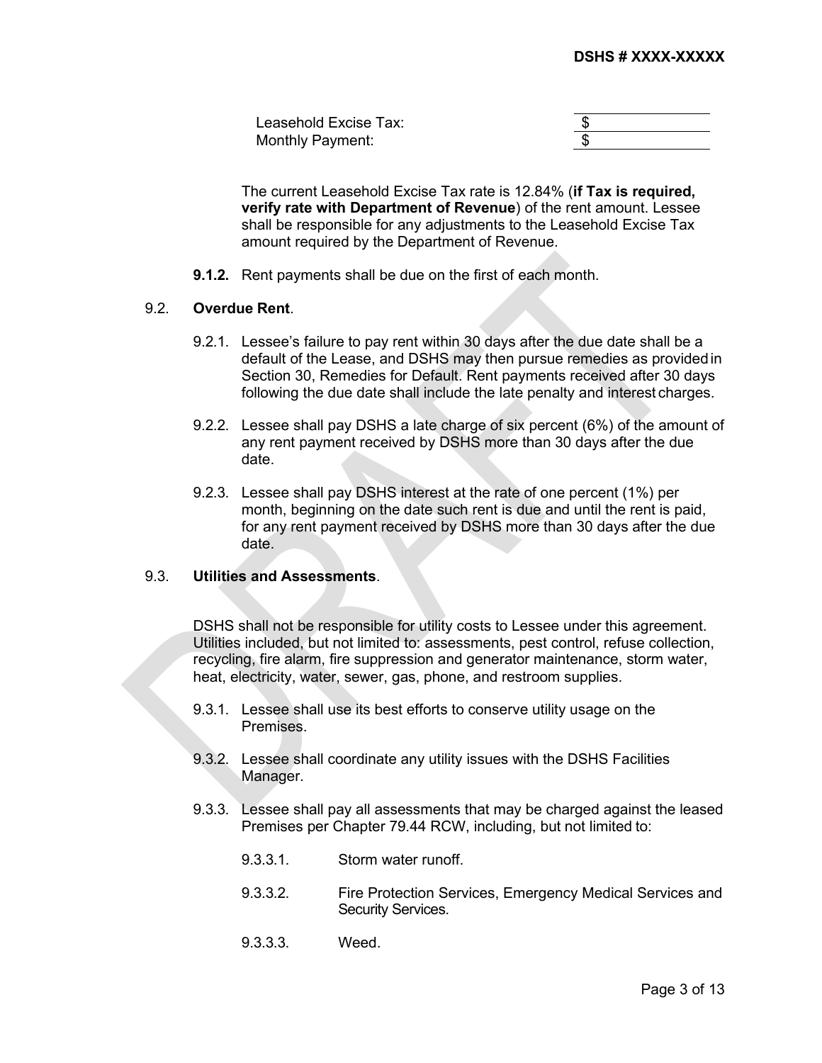| | |
|---|---|
| Leasehold Excise Tax: | $ |
| Monthly Payment: | $ |

The current Leasehold Excise Tax rate is 12.84% (**if Tax is required, verify rate with Department of Revenue**) of the rent amount. Lessee shall be responsible for any adjustments to the Leasehold Excise Tax amount required by the Department of Revenue.

**9.1.2.** Rent payments shall be due on the first of each month.

9.2. **Overdue Rent**.

9.2.1. Lessee's failure to pay rent within 30 days after the due date shall be a default of the Lease, and DSHS may then pursue remedies as provided in Section 30, Remedies for Default. Rent payments received after 30 days following the due date shall include the late penalty and interest charges.

9.2.2. Lessee shall pay DSHS a late charge of six percent (6%) of the amount of any rent payment received by DSHS more than 30 days after the due date.

9.2.3. Lessee shall pay DSHS interest at the rate of one percent (1%) per month, beginning on the date such rent is due and until the rent is paid, for any rent payment received by DSHS more than 30 days after the due date.

9.3. **Utilities and Assessments**.

DSHS shall not be responsible for utility costs to Lessee under this agreement. Utilities included, but not limited to: assessments, pest control, refuse collection, recycling, fire alarm, fire suppression and generator maintenance, storm water, heat, electricity, water, sewer, gas, phone, and restroom supplies.

9.3.1. Lessee shall use its best efforts to conserve utility usage on the Premises.

9.3.2. Lessee shall coordinate any utility issues with the DSHS Facilities Manager.

9.3.3. Lessee shall pay all assessments that may be charged against the leased Premises per Chapter 79.44 RCW, including, but not limited to:

9.3.3.1. Storm water runoff.

9.3.3.2. Fire Protection Services, Emergency Medical Services and Security Services.

9.3.3.3. Weed.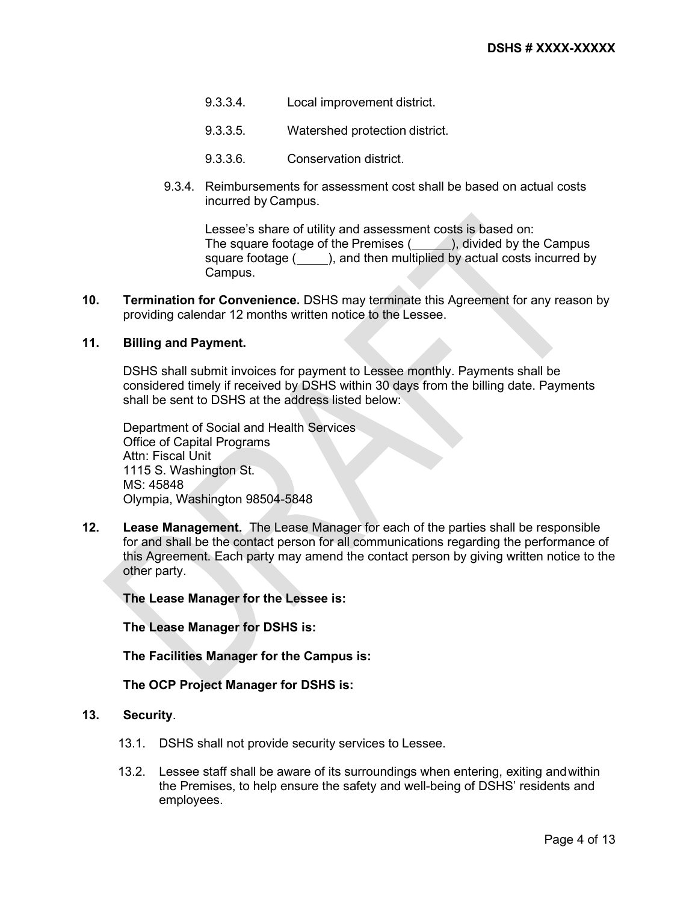9.3.3.4. Local improvement district.

9.3.3.5. Watershed protection district.

9.3.3.6. Conservation district.

9.3.4. Reimbursements for assessment cost shall be based on actual costs incurred by Campus.

Lessee's share of utility and assessment costs is based on:
The square footage of the Premises (\_\_\_\_\_\_), divided by the Campus square footage (\_\_\_\_\_), and then multiplied by actual costs incurred by Campus.

**10. Termination for Convenience.** DSHS may terminate this Agreement for any reason by providing calendar 12 months written notice to the Lessee.

**11. Billing and Payment.**

DSHS shall submit invoices for payment to Lessee monthly. Payments shall be considered timely if received by DSHS within 30 days from the billing date. Payments shall be sent to DSHS at the address listed below:

Department of Social and Health Services
Office of Capital Programs
Attn: Fiscal Unit
1115 S. Washington St.
MS: 45848
Olympia, Washington 98504-5848

**12. Lease Management.** The Lease Manager for each of the parties shall be responsible for and shall be the contact person for all communications regarding the performance of this Agreement. Each party may amend the contact person by giving written notice to the other party.

**The Lease Manager for the Lessee is:**

**The Lease Manager for DSHS is:**

**The Facilities Manager for the Campus is:**

**The OCP Project Manager for DSHS is:**

**13. Security**.

13.1. DSHS shall not provide security services to Lessee.

13.2. Lessee staff shall be aware of its surroundings when entering, exiting and within the Premises, to help ensure the safety and well-being of DSHS' residents and employees.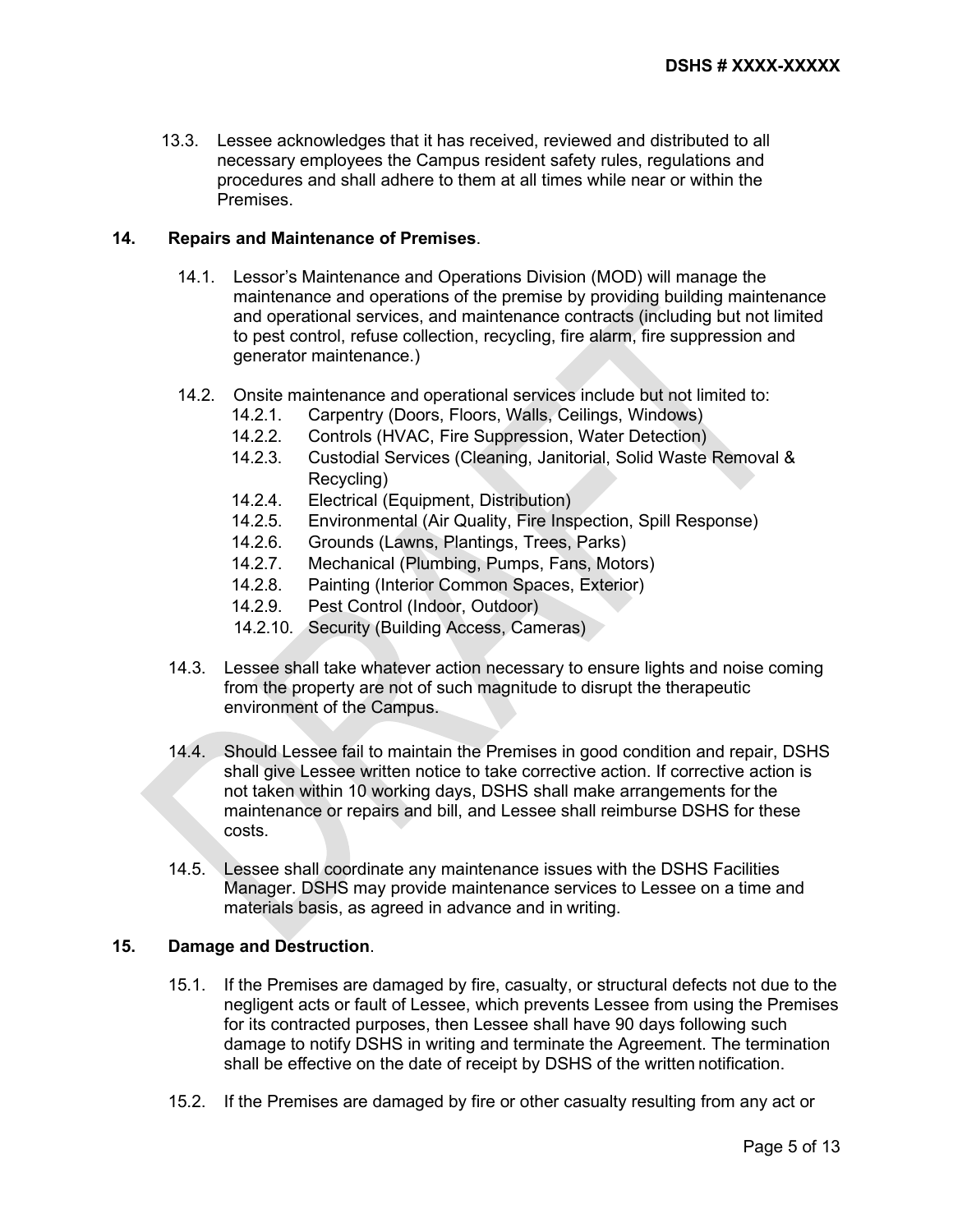13.3. Lessee acknowledges that it has received, reviewed and distributed to all necessary employees the Campus resident safety rules, regulations and procedures and shall adhere to them at all times while near or within the Premises.

**14. Repairs and Maintenance of Premises**.

14.1. Lessor's Maintenance and Operations Division (MOD) will manage the maintenance and operations of the premise by providing building maintenance and operational services, and maintenance contracts (including but not limited to pest control, refuse collection, recycling, fire alarm, fire suppression and generator maintenance.)

14.2. Onsite maintenance and operational services include but not limited to:

14.2.1. Carpentry (Doors, Floors, Walls, Ceilings, Windows)

14.2.2. Controls (HVAC, Fire Suppression, Water Detection)

14.2.3. Custodial Services (Cleaning, Janitorial, Solid Waste Removal & Recycling)

14.2.4. Electrical (Equipment, Distribution)

14.2.5. Environmental (Air Quality, Fire Inspection, Spill Response)

14.2.6. Grounds (Lawns, Plantings, Trees, Parks)

14.2.7. Mechanical (Plumbing, Pumps, Fans, Motors)

14.2.8. Painting (Interior Common Spaces, Exterior)

14.2.9. Pest Control (Indoor, Outdoor)

14.2.10. Security (Building Access, Cameras)

14.3. Lessee shall take whatever action necessary to ensure lights and noise coming from the property are not of such magnitude to disrupt the therapeutic environment of the Campus.

14.4. Should Lessee fail to maintain the Premises in good condition and repair, DSHS shall give Lessee written notice to take corrective action. If corrective action is not taken within 10 working days, DSHS shall make arrangements for the maintenance or repairs and bill, and Lessee shall reimburse DSHS for these costs.

14.5. Lessee shall coordinate any maintenance issues with the DSHS Facilities Manager. DSHS may provide maintenance services to Lessee on a time and materials basis, as agreed in advance and in writing.

**15. Damage and Destruction**.

15.1. If the Premises are damaged by fire, casualty, or structural defects not due to the negligent acts or fault of Lessee, which prevents Lessee from using the Premises for its contracted purposes, then Lessee shall have 90 days following such damage to notify DSHS in writing and terminate the Agreement. The termination shall be effective on the date of receipt by DSHS of the written notification.

15.2. If the Premises are damaged by fire or other casualty resulting from any act or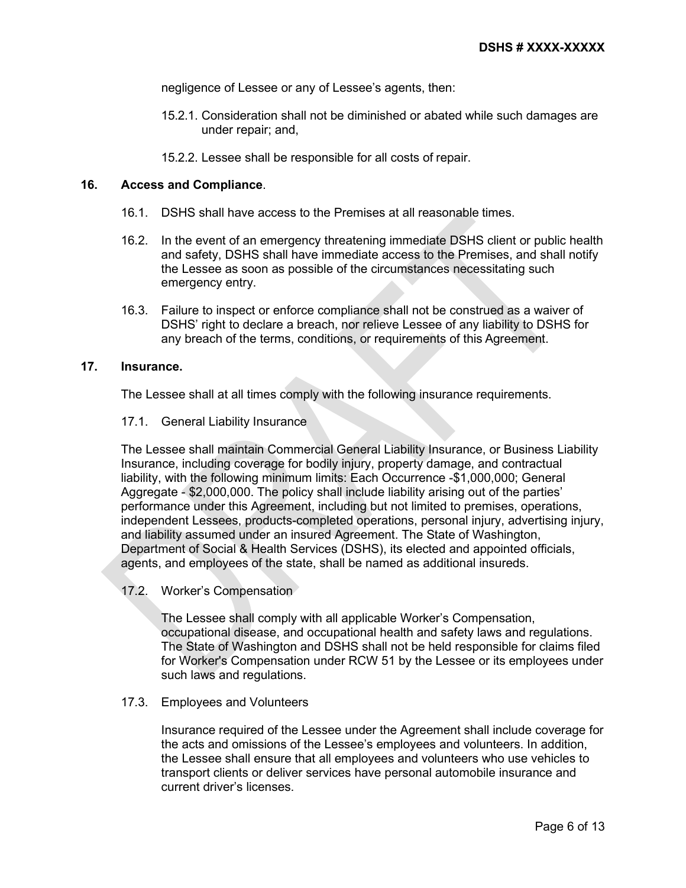negligence of Lessee or any of Lessee's agents, then:

15.2.1. Consideration shall not be diminished or abated while such damages are under repair; and,

15.2.2. Lessee shall be responsible for all costs of repair.

**16. Access and Compliance**.

16.1. DSHS shall have access to the Premises at all reasonable times.

16.2. In the event of an emergency threatening immediate DSHS client or public health and safety, DSHS shall have immediate access to the Premises, and shall notify the Lessee as soon as possible of the circumstances necessitating such emergency entry.

16.3. Failure to inspect or enforce compliance shall not be construed as a waiver of DSHS' right to declare a breach, nor relieve Lessee of any liability to DSHS for any breach of the terms, conditions, or requirements of this Agreement.

**17. Insurance.**

The Lessee shall at all times comply with the following insurance requirements.

17.1. General Liability Insurance

The Lessee shall maintain Commercial General Liability Insurance, or Business Liability Insurance, including coverage for bodily injury, property damage, and contractual liability, with the following minimum limits: Each Occurrence -$1,000,000; General Aggregate - $2,000,000. The policy shall include liability arising out of the parties' performance under this Agreement, including but not limited to premises, operations, independent Lessees, products-completed operations, personal injury, advertising injury, and liability assumed under an insured Agreement. The State of Washington, Department of Social & Health Services (DSHS), its elected and appointed officials, agents, and employees of the state, shall be named as additional insureds.

17.2. Worker's Compensation

The Lessee shall comply with all applicable Worker's Compensation, occupational disease, and occupational health and safety laws and regulations. The State of Washington and DSHS shall not be held responsible for claims filed for Worker's Compensation under RCW 51 by the Lessee or its employees under such laws and regulations.

17.3. Employees and Volunteers

Insurance required of the Lessee under the Agreement shall include coverage for the acts and omissions of the Lessee's employees and volunteers. In addition, the Lessee shall ensure that all employees and volunteers who use vehicles to transport clients or deliver services have personal automobile insurance and current driver's licenses.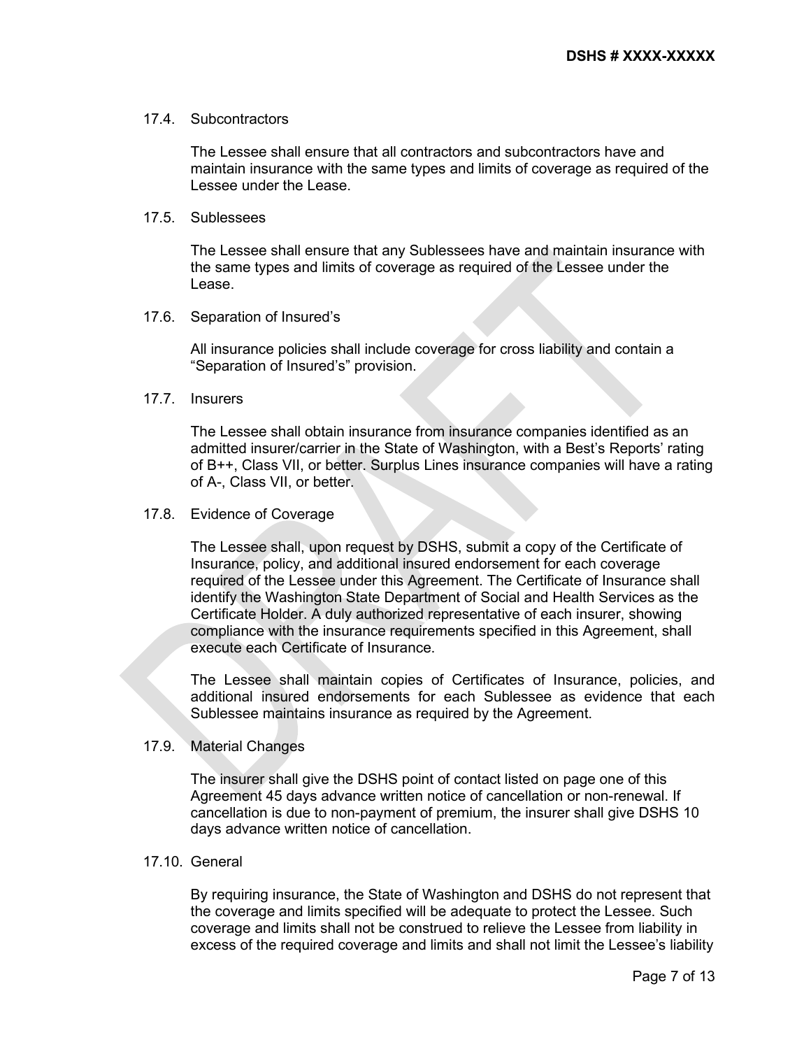### 17.4. Subcontractors

The Lessee shall ensure that all contractors and subcontractors have and maintain insurance with the same types and limits of coverage as required of the Lessee under the Lease.

### 17.5. Sublessees

The Lessee shall ensure that any Sublessees have and maintain insurance with the same types and limits of coverage as required of the Lessee under the Lease.

### 17.6. Separation of Insured's

All insurance policies shall include coverage for cross liability and contain a "Separation of Insured's" provision.

### 17.7. Insurers

The Lessee shall obtain insurance from insurance companies identified as an admitted insurer/carrier in the State of Washington, with a Best's Reports' rating of B++, Class VII, or better. Surplus Lines insurance companies will have a rating of A-, Class VII, or better.

### 17.8. Evidence of Coverage

The Lessee shall, upon request by DSHS, submit a copy of the Certificate of Insurance, policy, and additional insured endorsement for each coverage required of the Lessee under this Agreement. The Certificate of Insurance shall identify the Washington State Department of Social and Health Services as the Certificate Holder. A duly authorized representative of each insurer, showing compliance with the insurance requirements specified in this Agreement, shall execute each Certificate of Insurance.

The Lessee shall maintain copies of Certificates of Insurance, policies, and additional insured endorsements for each Sublessee as evidence that each Sublessee maintains insurance as required by the Agreement.

### 17.9. Material Changes

The insurer shall give the DSHS point of contact listed on page one of this Agreement 45 days advance written notice of cancellation or non-renewal. If cancellation is due to non-payment of premium, the insurer shall give DSHS 10 days advance written notice of cancellation.

### 17.10. General

By requiring insurance, the State of Washington and DSHS do not represent that the coverage and limits specified will be adequate to protect the Lessee. Such coverage and limits shall not be construed to relieve the Lessee from liability in excess of the required coverage and limits and shall not limit the Lessee's liability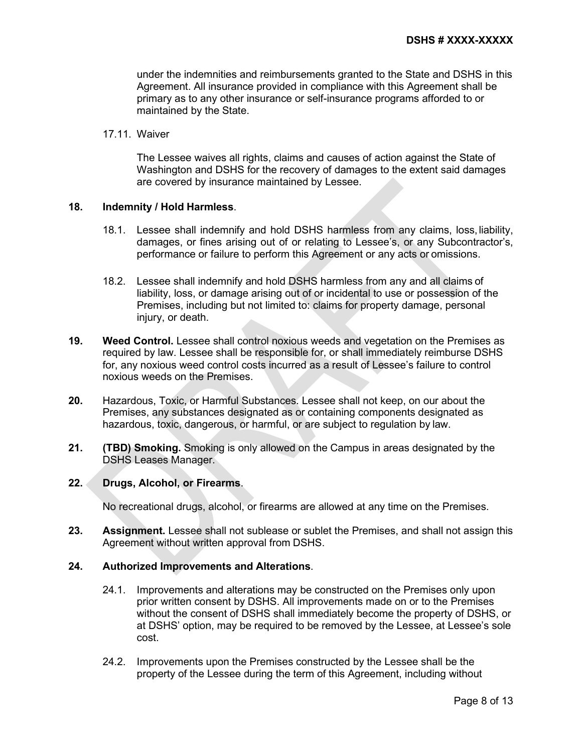under the indemnities and reimbursements granted to the State and DSHS in this Agreement. All insurance provided in compliance with this Agreement shall be primary as to any other insurance or self-insurance programs afforded to or maintained by the State.

17.11. Waiver

The Lessee waives all rights, claims and causes of action against the State of Washington and DSHS for the recovery of damages to the extent said damages are covered by insurance maintained by Lessee.

**18. Indemnity / Hold Harmless**.

18.1. Lessee shall indemnify and hold DSHS harmless from any claims, loss, liability, damages, or fines arising out of or relating to Lessee's, or any Subcontractor's, performance or failure to perform this Agreement or any acts or omissions.

18.2. Lessee shall indemnify and hold DSHS harmless from any and all claims of liability, loss, or damage arising out of or incidental to use or possession of the Premises, including but not limited to: claims for property damage, personal injury, or death.

**19. Weed Control.** Lessee shall control noxious weeds and vegetation on the Premises as required by law. Lessee shall be responsible for, or shall immediately reimburse DSHS for, any noxious weed control costs incurred as a result of Lessee's failure to control noxious weeds on the Premises.

**20.** Hazardous, Toxic, or Harmful Substances. Lessee shall not keep, on our about the Premises, any substances designated as or containing components designated as hazardous, toxic, dangerous, or harmful, or are subject to regulation by law.

**21. (TBD) Smoking.** Smoking is only allowed on the Campus in areas designated by the DSHS Leases Manager.

**22. Drugs, Alcohol, or Firearms**.

No recreational drugs, alcohol, or firearms are allowed at any time on the Premises.

**23. Assignment.** Lessee shall not sublease or sublet the Premises, and shall not assign this Agreement without written approval from DSHS.

**24. Authorized Improvements and Alterations**.

24.1. Improvements and alterations may be constructed on the Premises only upon prior written consent by DSHS. All improvements made on or to the Premises without the consent of DSHS shall immediately become the property of DSHS, or at DSHS' option, may be required to be removed by the Lessee, at Lessee's sole cost.

24.2. Improvements upon the Premises constructed by the Lessee shall be the property of the Lessee during the term of this Agreement, including without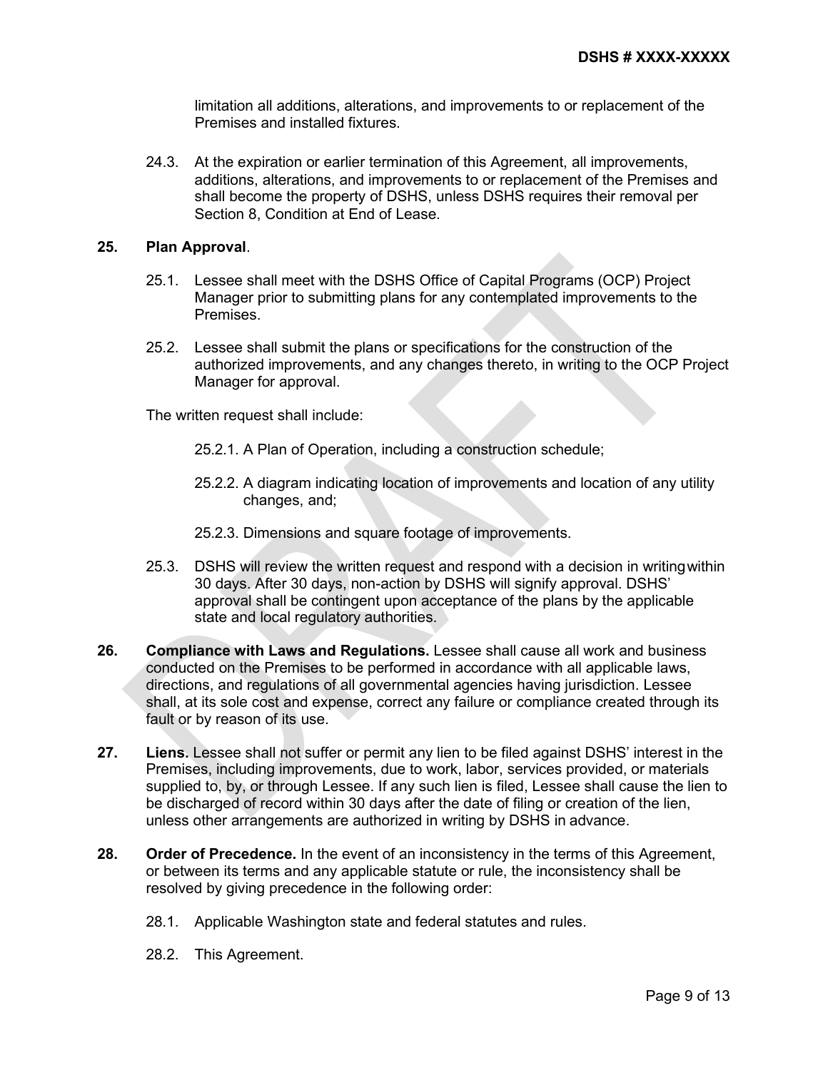limitation all additions, alterations, and improvements to or replacement of the Premises and installed fixtures.

24.3. At the expiration or earlier termination of this Agreement, all improvements, additions, alterations, and improvements to or replacement of the Premises and shall become the property of DSHS, unless DSHS requires their removal per Section 8, Condition at End of Lease.

**25. Plan Approval**.

25.1. Lessee shall meet with the DSHS Office of Capital Programs (OCP) Project Manager prior to submitting plans for any contemplated improvements to the Premises.

25.2. Lessee shall submit the plans or specifications for the construction of the authorized improvements, and any changes thereto, in writing to the OCP Project Manager for approval.

The written request shall include:

25.2.1. A Plan of Operation, including a construction schedule;

25.2.2. A diagram indicating location of improvements and location of any utility changes, and;

25.2.3. Dimensions and square footage of improvements.

25.3. DSHS will review the written request and respond with a decision in writing within 30 days. After 30 days, non-action by DSHS will signify approval. DSHS' approval shall be contingent upon acceptance of the plans by the applicable state and local regulatory authorities.

**26. Compliance with Laws and Regulations.** Lessee shall cause all work and business conducted on the Premises to be performed in accordance with all applicable laws, directions, and regulations of all governmental agencies having jurisdiction. Lessee shall, at its sole cost and expense, correct any failure or compliance created through its fault or by reason of its use.

**27. Liens.** Lessee shall not suffer or permit any lien to be filed against DSHS' interest in the Premises, including improvements, due to work, labor, services provided, or materials supplied to, by, or through Lessee. If any such lien is filed, Lessee shall cause the lien to be discharged of record within 30 days after the date of filing or creation of the lien, unless other arrangements are authorized in writing by DSHS in advance.

**28. Order of Precedence.** In the event of an inconsistency in the terms of this Agreement, or between its terms and any applicable statute or rule, the inconsistency shall be resolved by giving precedence in the following order:

28.1. Applicable Washington state and federal statutes and rules.

28.2. This Agreement.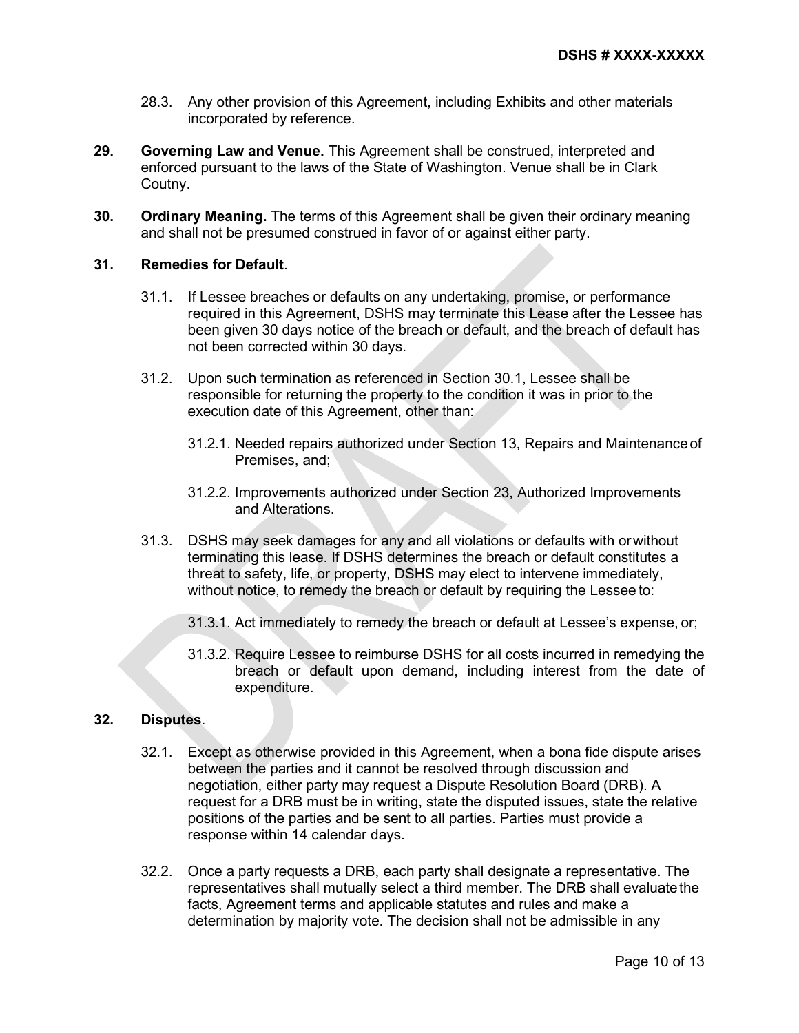28.3. Any other provision of this Agreement, including Exhibits and other materials incorporated by reference.

**29. Governing Law and Venue.** This Agreement shall be construed, interpreted and enforced pursuant to the laws of the State of Washington. Venue shall be in Clark Coutny.

**30. Ordinary Meaning.** The terms of this Agreement shall be given their ordinary meaning and shall not be presumed construed in favor of or against either party.

**31. Remedies for Default**.

31.1. If Lessee breaches or defaults on any undertaking, promise, or performance required in this Agreement, DSHS may terminate this Lease after the Lessee has been given 30 days notice of the breach or default, and the breach of default has not been corrected within 30 days.

31.2. Upon such termination as referenced in Section 30.1, Lessee shall be responsible for returning the property to the condition it was in prior to the execution date of this Agreement, other than:

31.2.1. Needed repairs authorized under Section 13, Repairs and Maintenance of Premises, and;

31.2.2. Improvements authorized under Section 23, Authorized Improvements and Alterations.

31.3. DSHS may seek damages for any and all violations or defaults with or without terminating this lease. If DSHS determines the breach or default constitutes a threat to safety, life, or property, DSHS may elect to intervene immediately, without notice, to remedy the breach or default by requiring the Lessee to:

31.3.1. Act immediately to remedy the breach or default at Lessee's expense, or;

31.3.2. Require Lessee to reimburse DSHS for all costs incurred in remedying the breach or default upon demand, including interest from the date of expenditure.

**32. Disputes**.

32.1. Except as otherwise provided in this Agreement, when a bona fide dispute arises between the parties and it cannot be resolved through discussion and negotiation, either party may request a Dispute Resolution Board (DRB). A request for a DRB must be in writing, state the disputed issues, state the relative positions of the parties and be sent to all parties. Parties must provide a response within 14 calendar days.

32.2. Once a party requests a DRB, each party shall designate a representative. The representatives shall mutually select a third member. The DRB shall evaluate the facts, Agreement terms and applicable statutes and rules and make a determination by majority vote. The decision shall not be admissible in any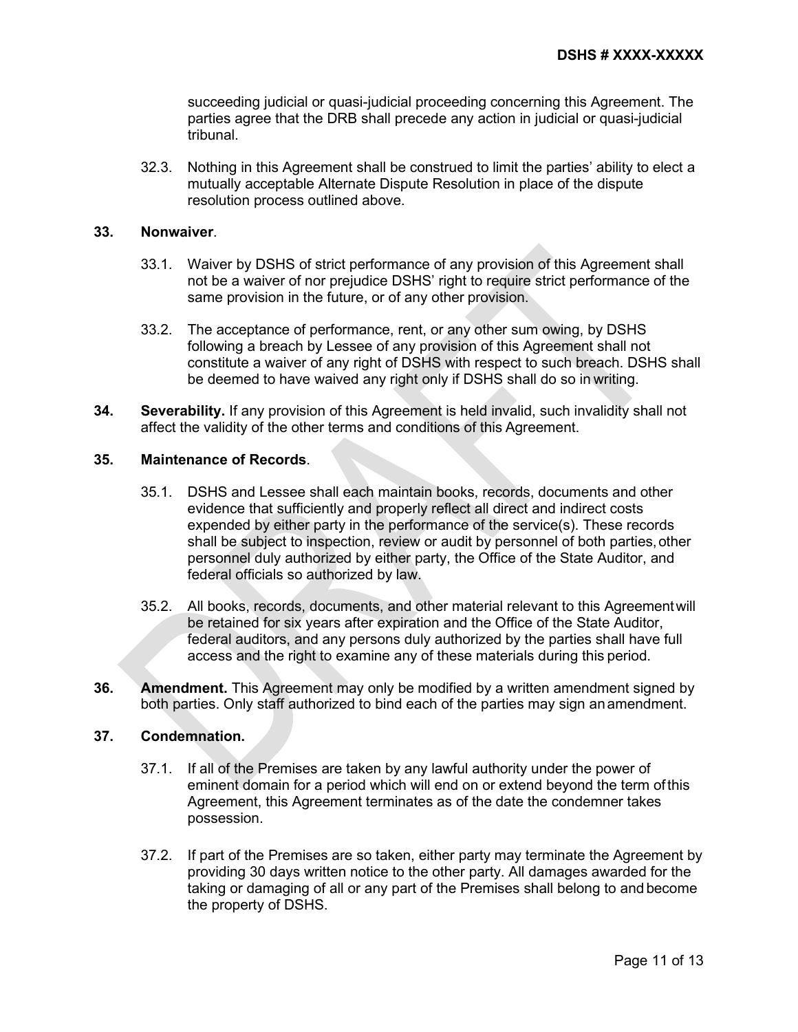succeeding judicial or quasi-judicial proceeding concerning this Agreement. The parties agree that the DRB shall precede any action in judicial or quasi-judicial tribunal.

32.3. Nothing in this Agreement shall be construed to limit the parties' ability to elect a mutually acceptable Alternate Dispute Resolution in place of the dispute resolution process outlined above.

**33. Nonwaiver**.

33.1. Waiver by DSHS of strict performance of any provision of this Agreement shall not be a waiver of nor prejudice DSHS' right to require strict performance of the same provision in the future, or of any other provision.

33.2. The acceptance of performance, rent, or any other sum owing, by DSHS following a breach by Lessee of any provision of this Agreement shall not constitute a waiver of any right of DSHS with respect to such breach. DSHS shall be deemed to have waived any right only if DSHS shall do so in writing.

**34. Severability.** If any provision of this Agreement is held invalid, such invalidity shall not affect the validity of the other terms and conditions of this Agreement.

**35. Maintenance of Records**.

35.1. DSHS and Lessee shall each maintain books, records, documents and other evidence that sufficiently and properly reflect all direct and indirect costs expended by either party in the performance of the service(s). These records shall be subject to inspection, review or audit by personnel of both parties, other personnel duly authorized by either party, the Office of the State Auditor, and federal officials so authorized by law.

35.2. All books, records, documents, and other material relevant to this Agreement will be retained for six years after expiration and the Office of the State Auditor, federal auditors, and any persons duly authorized by the parties shall have full access and the right to examine any of these materials during this period.

**36. Amendment.** This Agreement may only be modified by a written amendment signed by both parties. Only staff authorized to bind each of the parties may sign an amendment.

**37. Condemnation.**

37.1. If all of the Premises are taken by any lawful authority under the power of eminent domain for a period which will end on or extend beyond the term of this Agreement, this Agreement terminates as of the date the condemner takes possession.

37.2. If part of the Premises are so taken, either party may terminate the Agreement by providing 30 days written notice to the other party. All damages awarded for the taking or damaging of all or any part of the Premises shall belong to and become the property of DSHS.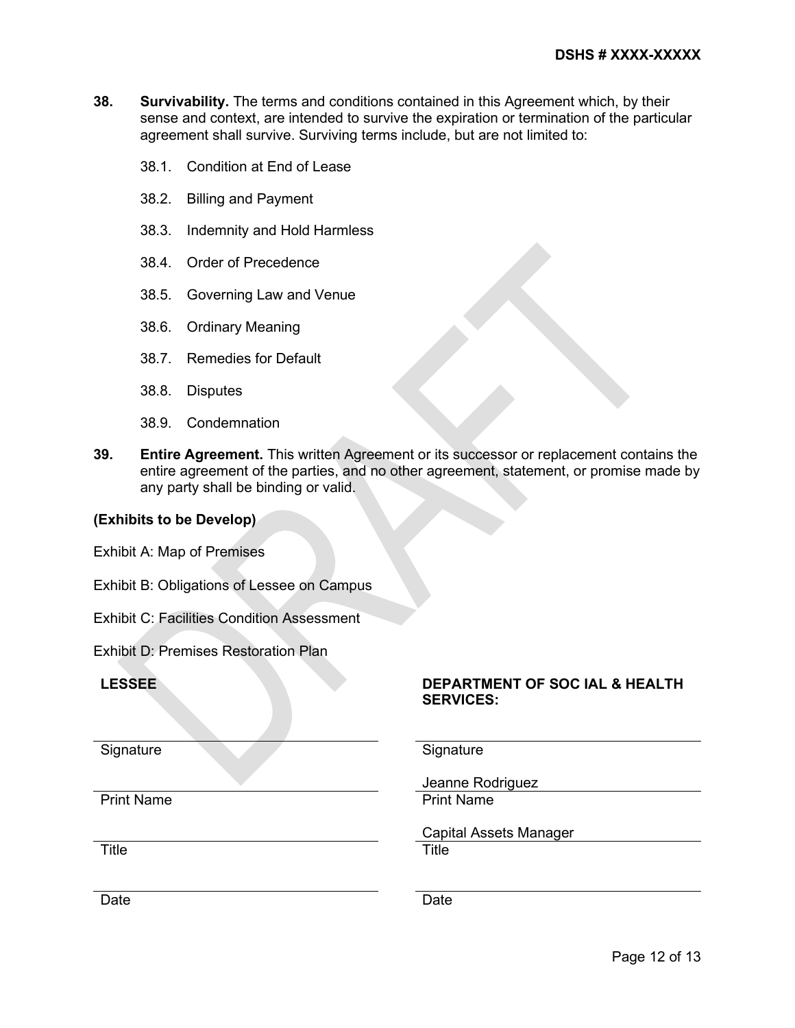**38. Survivability.** The terms and conditions contained in this Agreement which, by their sense and context, are intended to survive the expiration or termination of the particular agreement shall survive. Surviving terms include, but are not limited to:

38.1. Condition at End of Lease

38.2. Billing and Payment

38.3. Indemnity and Hold Harmless

38.4. Order of Precedence

38.5. Governing Law and Venue

38.6. Ordinary Meaning

38.7. Remedies for Default

38.8. Disputes

38.9. Condemnation

**39. Entire Agreement.** This written Agreement or its successor or replacement contains the entire agreement of the parties, and no other agreement, statement, or promise made by any party shall be binding or valid.

**(Exhibits to be Develop)**

Exhibit A: Map of Premises

Exhibit B: Obligations of Lessee on Campus

Exhibit C: Facilities Condition Assessment

Exhibit D: Premises Restoration Plan

| **LESSEE** | **DEPARTMENT OF SOC IAL & HEALTH SERVICES:** |
|---|---|
| Signature | Signature |
| Print Name | Jeanne Rodriguez<br>Print Name |
| Title | Capital Assets Manager<br>Title |
| Date | Date |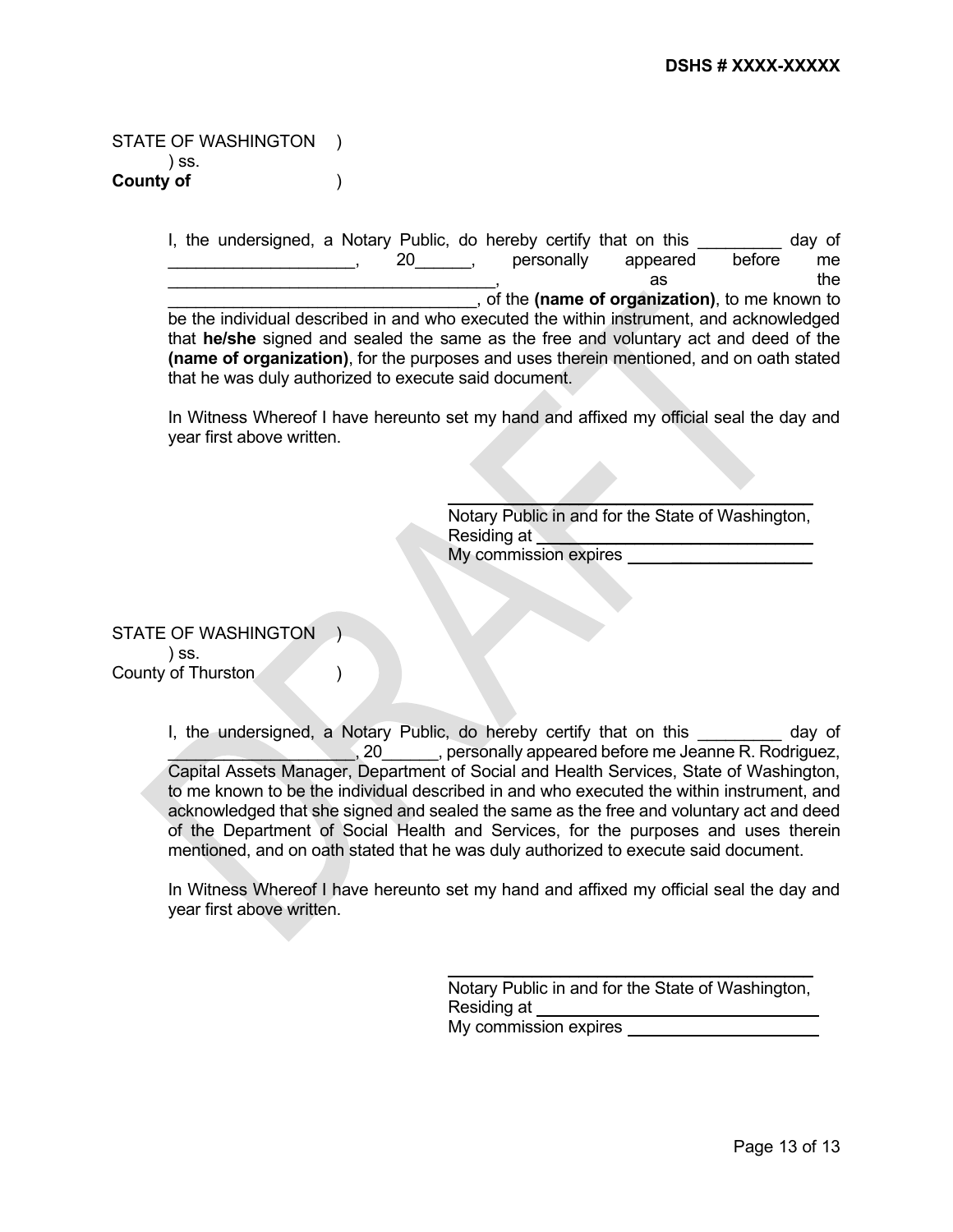STATE OF WASHINGTON )
) ss.
**County of** )

I, the undersigned, a Notary Public, do hereby certify that on this _________ day of ____________________, 20______, personally appeared before me ___________________________________, as the ___________________________________, of the **(name of organization)**, to me known to be the individual described in and who executed the within instrument, and acknowledged that **he/she** signed and sealed the same as the free and voluntary act and deed of the **(name of organization)**, for the purposes and uses therein mentioned, and on oath stated that he was duly authorized to execute said document.

In Witness Whereof I have hereunto set my hand and affixed my official seal the day and year first above written.

\_\_\_\_\_\_\_\_\_\_\_\_\_\_\_\_\_\_\_\_\_\_\_\_\_\_\_\_\_\_\_\_\_\_\_\_\_\_\_\_
Notary Public in and for the State of Washington,
Residing at ________________________________
My commission expires ____________________

STATE OF WASHINGTON )
) ss.
County of Thurston )

I, the undersigned, a Notary Public, do hereby certify that on this _________ day of _____________________, 20______, personally appeared before me Jeanne R. Rodriguez, Capital Assets Manager, Department of Social and Health Services, State of Washington, to me known to be the individual described in and who executed the within instrument, and acknowledged that she signed and sealed the same as the free and voluntary act and deed of the Department of Social Health and Services, for the purposes and uses therein mentioned, and on oath stated that he was duly authorized to execute said document.

In Witness Whereof I have hereunto set my hand and affixed my official seal the day and year first above written.

\_\_\_\_\_\_\_\_\_\_\_\_\_\_\_\_\_\_\_\_\_\_\_\_\_\_\_\_\_\_\_\_\_\_\_\_\_\_\_\_
Notary Public in and for the State of Washington,
Residing at ________________________________
My commission expires ____________________